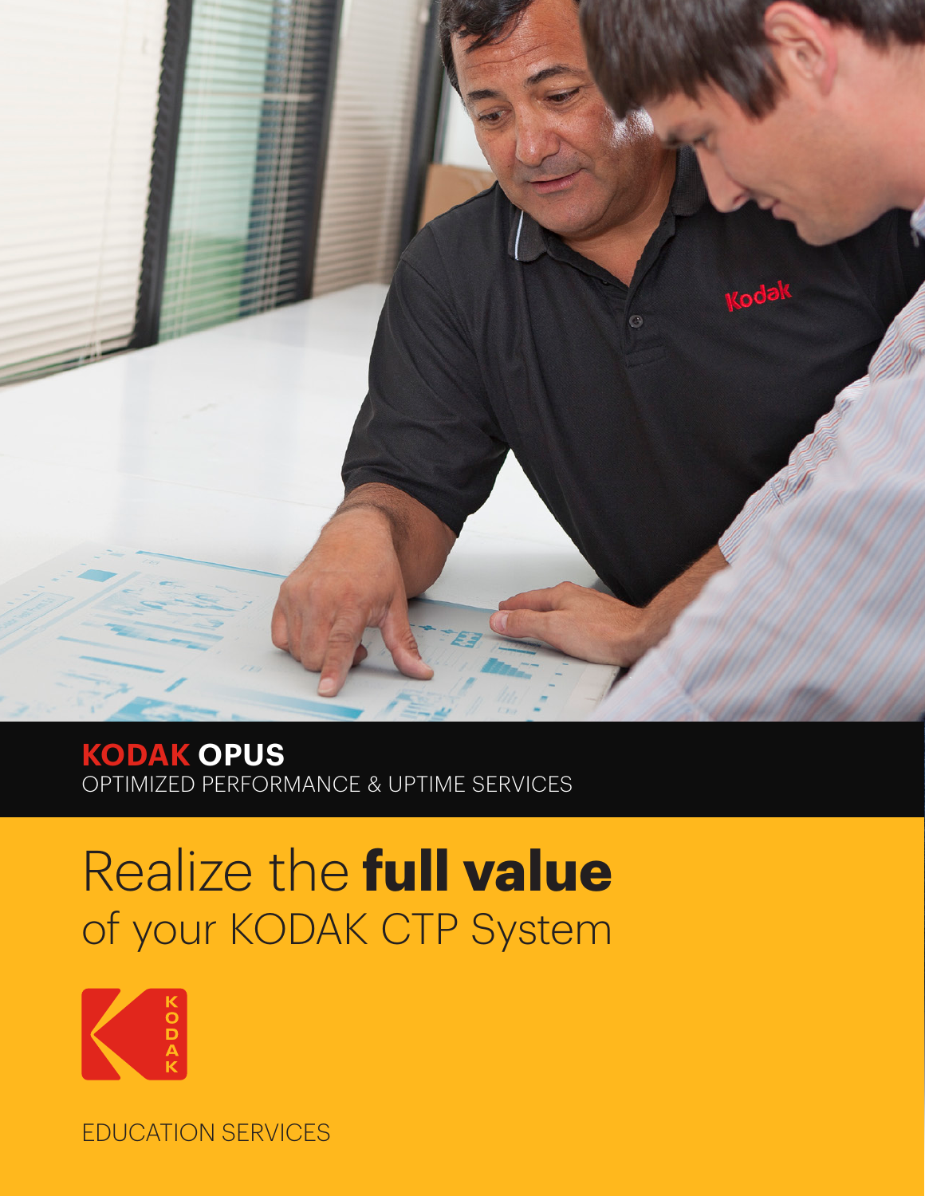**KODAK OPUS**
OPTIMIZED PERFORMANCE & UPTIME SERVICES

# Realize the **full value** of your KODAK CTP System

EDUCATION SERVICES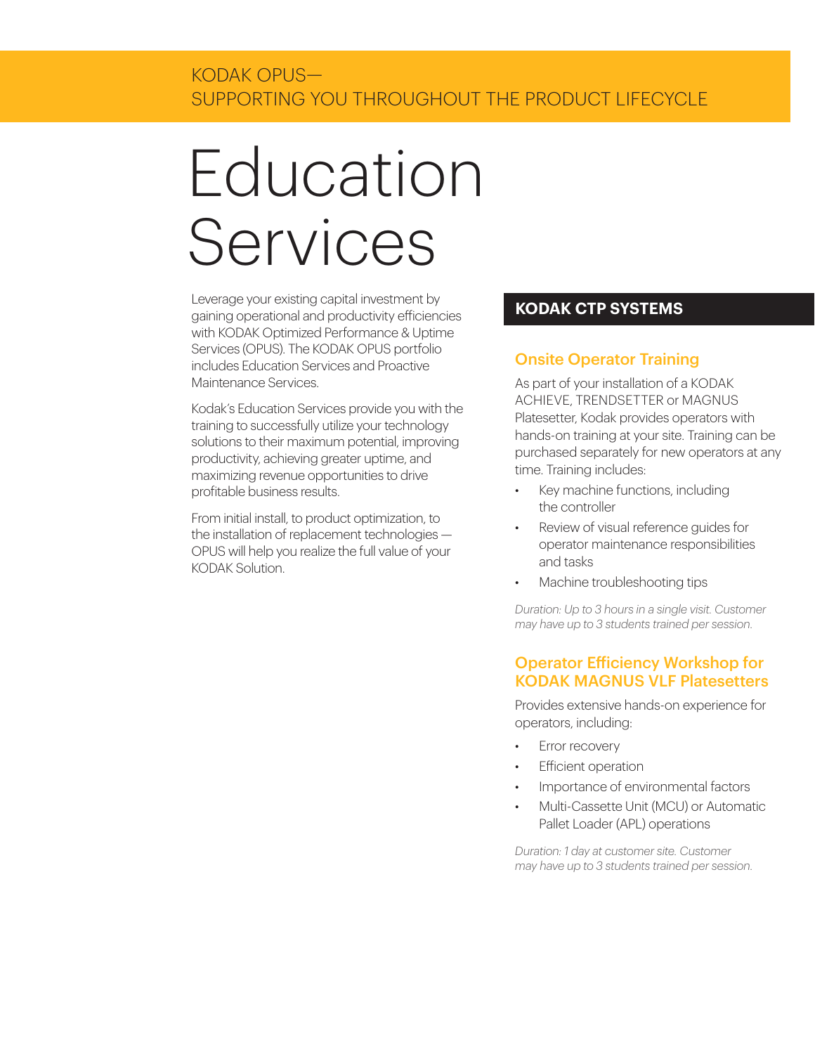KODAK OPUS—
SUPPORTING YOU THROUGHOUT THE PRODUCT LIFECYCLE

# Education Services

Leverage your existing capital investment by gaining operational and productivity efficiencies with KODAK Optimized Performance & Uptime Services (OPUS). The KODAK OPUS portfolio includes Education Services and Proactive Maintenance Services.

Kodak's Education Services provide you with the training to successfully utilize your technology solutions to their maximum potential, improving productivity, achieving greater uptime, and maximizing revenue opportunities to drive profitable business results.

From initial install, to product optimization, to the installation of replacement technologies — OPUS will help you realize the full value of your KODAK Solution.

## KODAK CTP SYSTEMS

### Onsite Operator Training

As part of your installation of a KODAK ACHIEVE, TRENDSETTER or MAGNUS Platesetter, Kodak provides operators with hands-on training at your site. Training can be purchased separately for new operators at any time. Training includes:

- Key machine functions, including the controller
- Review of visual reference guides for operator maintenance responsibilities and tasks
- Machine troubleshooting tips

*Duration: Up to 3 hours in a single visit. Customer may have up to 3 students trained per session.*

### Operator Efficiency Workshop for KODAK MAGNUS VLF Platesetters

Provides extensive hands-on experience for operators, including:

- Error recovery
- Efficient operation
- Importance of environmental factors
- Multi-Cassette Unit (MCU) or Automatic Pallet Loader (APL) operations

*Duration: 1 day at customer site. Customer may have up to 3 students trained per session.*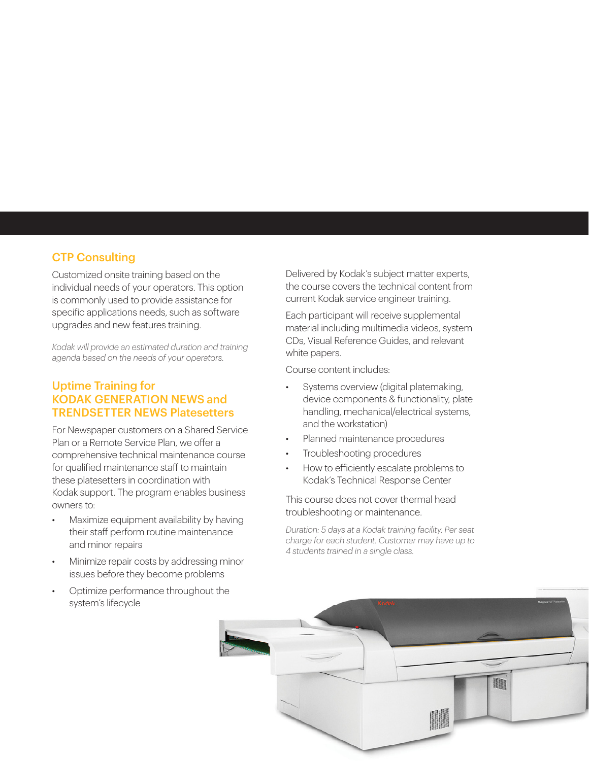## CTP Consulting

Customized onsite training based on the individual needs of your operators. This option is commonly used to provide assistance for specific applications needs, such as software upgrades and new features training.

*Kodak will provide an estimated duration and training agenda based on the needs of your operators.*

## Uptime Training for KODAK GENERATION NEWS and TRENDSETTER NEWS Platesetters

For Newspaper customers on a Shared Service Plan or a Remote Service Plan, we offer a comprehensive technical maintenance course for qualified maintenance staff to maintain these platesetters in coordination with Kodak support. The program enables business owners to:

- Maximize equipment availability by having their staff perform routine maintenance and minor repairs
- Minimize repair costs by addressing minor issues before they become problems
- Optimize performance throughout the system's lifecycle

Delivered by Kodak's subject matter experts, the course covers the technical content from current Kodak service engineer training.

Each participant will receive supplemental material including multimedia videos, system CDs, Visual Reference Guides, and relevant white papers.

Course content includes:

- Systems overview (digital platemaking, device components & functionality, plate handling, mechanical/electrical systems, and the workstation)
- Planned maintenance procedures
- Troubleshooting procedures
- How to efficiently escalate problems to Kodak's Technical Response Center

This course does not cover thermal head troubleshooting or maintenance.

*Duration: 5 days at a Kodak training facility. Per seat charge for each student. Customer may have up to 4 students trained in a single class.*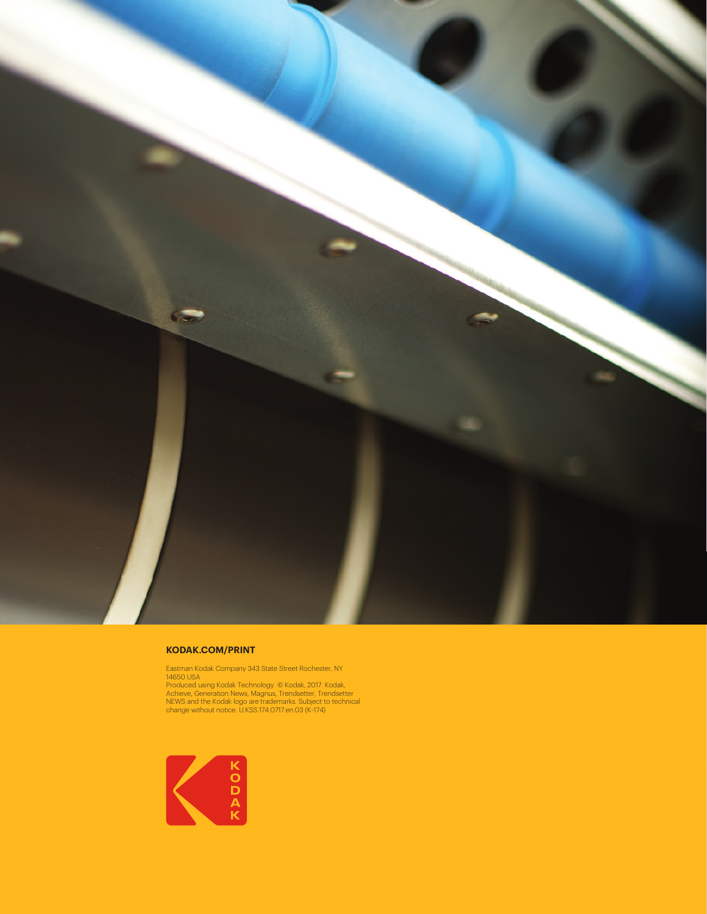**KODAK.COM/PRINT**

Eastman Kodak Company 343 State Street Rochester, NY 14650 USA
Produced using Kodak Technology. © Kodak, 2017. Kodak, Achieve, Generation News, Magnus, Trendsetter, Trendsetter NEWS and the Kodak logo are trademarks. Subject to technical change without notice. U.KSS.174.0717.en.03 (K-174)

KODAK